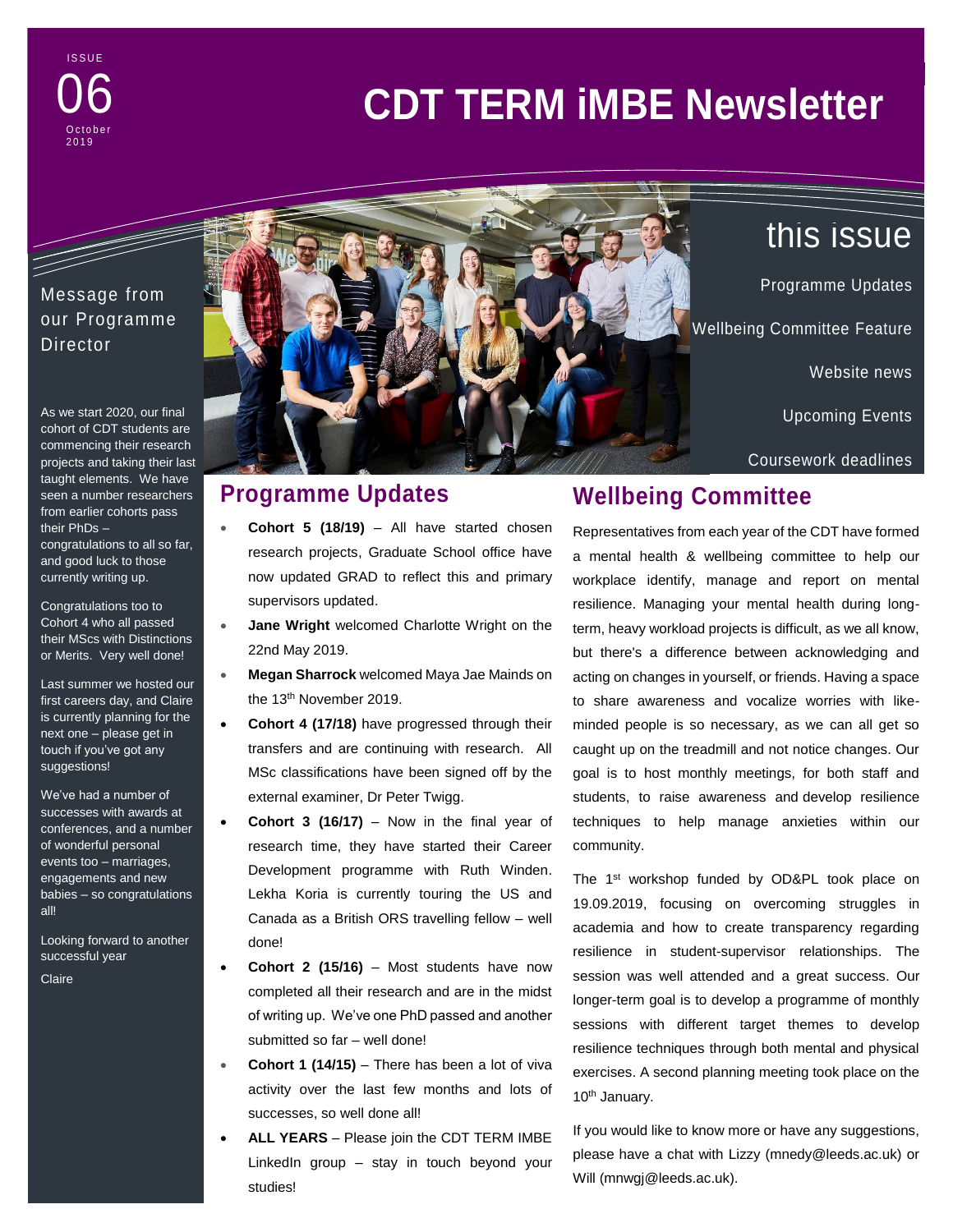ISSUE 06
October 2019

# CDT TERM iMBE Newsletter

## this issue

Programme Updates

Wellbeing Committee Feature

Website news

Upcoming Events

Coursework deadlines

## Message from our Programme Director

As we start 2020, our final cohort of CDT students are commencing their research projects and taking their last taught elements. We have seen a number researchers from earlier cohorts pass their PhDs – congratulations to all so far, and good luck to those currently writing up.

Congratulations too to Cohort 4 who all passed their MScs with Distinctions or Merits. Very well done!

Last summer we hosted our first careers day, and Claire is currently planning for the next one – please get in touch if you've got any suggestions!

We've had a number of successes with awards at conferences, and a number of wonderful personal events too – marriages, engagements and new babies – so congratulations all!

Looking forward to another successful year

Claire

## Programme Updates

- **Cohort 5 (18/19)** – All have started chosen research projects, Graduate School office have now updated GRAD to reflect this and primary supervisors updated.
- **Jane Wright** welcomed Charlotte Wright on the 22nd May 2019.
- **Megan Sharrock** welcomed Maya Jae Mainds on the 13th November 2019.
- **Cohort 4 (17/18)** have progressed through their transfers and are continuing with research. All MSc classifications have been signed off by the external examiner, Dr Peter Twigg.
- **Cohort 3 (16/17)** – Now in the final year of research time, they have started their Career Development programme with Ruth Winden. Lekha Koria is currently touring the US and Canada as a British ORS travelling fellow – well done!
- **Cohort 2 (15/16)** – Most students have now completed all their research and are in the midst of writing up. We've one PhD passed and another submitted so far – well done!
- **Cohort 1 (14/15)** – There has been a lot of viva activity over the last few months and lots of successes, so well done all!
- **ALL YEARS** – Please join the CDT TERM IMBE LinkedIn group – stay in touch beyond your studies!

## Wellbeing Committee

Representatives from each year of the CDT have formed a mental health & wellbeing committee to help our workplace identify, manage and report on mental resilience. Managing your mental health during long-term, heavy workload projects is difficult, as we all know, but there's a difference between acknowledging and acting on changes in yourself, or friends. Having a space to share awareness and vocalize worries with like-minded people is so necessary, as we can all get so caught up on the treadmill and not notice changes. Our goal is to host monthly meetings, for both staff and students, to raise awareness and develop resilience techniques to help manage anxieties within our community.

The 1st workshop funded by OD&PL took place on 19.09.2019, focusing on overcoming struggles in academia and how to create transparency regarding resilience in student-supervisor relationships. The session was well attended and a great success. Our longer-term goal is to develop a programme of monthly sessions with different target themes to develop resilience techniques through both mental and physical exercises. A second planning meeting took place on the 10th January.

If you would like to know more or have any suggestions, please have a chat with Lizzy (mnedy@leeds.ac.uk) or Will (mnwgj@leeds.ac.uk).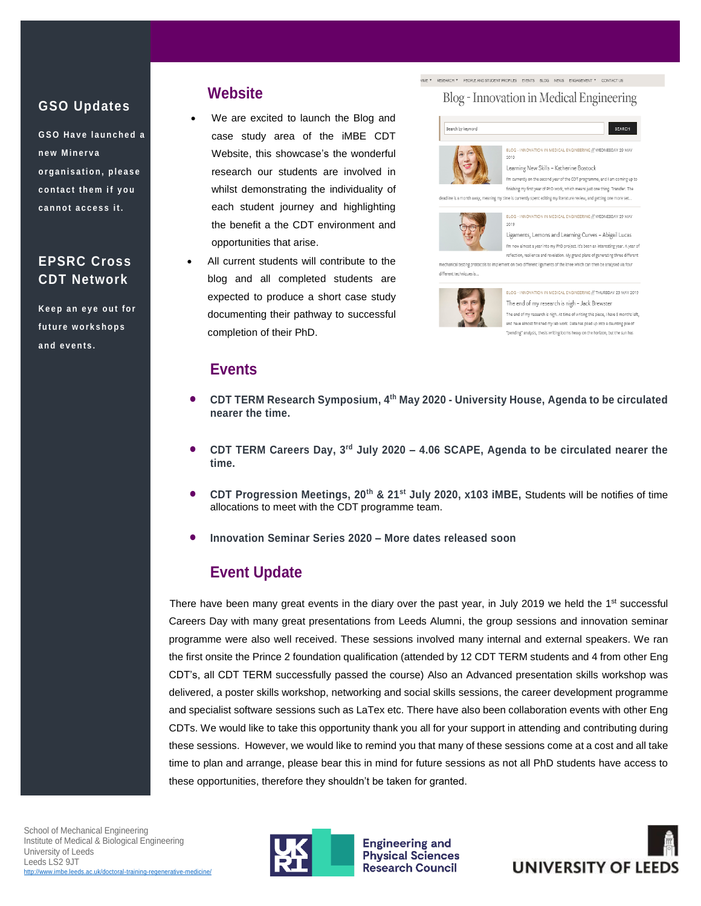## GSO Updates

GSO Have launched a new Minerva organisation, please contact them if you cannot access it.

## EPSRC Cross CDT Network

Keep an eye out for future workshops and events.

## Website

- We are excited to launch the Blog and case study area of the iMBE CDT Website, this showcase's the wonderful research our students are involved in whilst demonstrating the individuality of each student journey and highlighting the benefit a the CDT environment and opportunities that arise.
- All current students will contribute to the blog and all completed students are expected to produce a short case study documenting their pathway to successful completion of their PhD.

## Events

- **CDT TERM Research Symposium, 4th May 2020 - University House, Agenda to be circulated nearer the time.**
- **CDT TERM Careers Day, 3rd July 2020 – 4.06 SCAPE, Agenda to be circulated nearer the time.**
- **CDT Progression Meetings, 20th & 21st July 2020, x103 iMBE,** Students will be notifies of time allocations to meet with the CDT programme team.
- **Innovation Seminar Series 2020 – More dates released soon**

## Event Update

There have been many great events in the diary over the past year, in July 2019 we held the 1st successful Careers Day with many great presentations from Leeds Alumni, the group sessions and innovation seminar programme were also well received. These sessions involved many internal and external speakers. We ran the first onsite the Prince 2 foundation qualification (attended by 12 CDT TERM students and 4 from other Eng CDT's, all CDT TERM successfully passed the course) Also an Advanced presentation skills workshop was delivered, a poster skills workshop, networking and social skills sessions, the career development programme and specialist software sessions such as LaTex etc. There have also been collaboration events with other Eng CDTs. We would like to take this opportunity thank you all for your support in attending and contributing during these sessions. However, we would like to remind you that many of these sessions come at a cost and all take time to plan and arrange, please bear this in mind for future sessions as not all PhD students have access to these opportunities, therefore they shouldn't be taken for granted.

School of Mechanical Engineering
Institute of Medical & Biological Engineering
University of Leeds
Leeds LS2 9JT
http://www.imbe.leeds.ac.uk/doctoral-training-regenerative-medicine/

Engineering and Physical Sciences Research Council

UNIVERSITY OF LEEDS